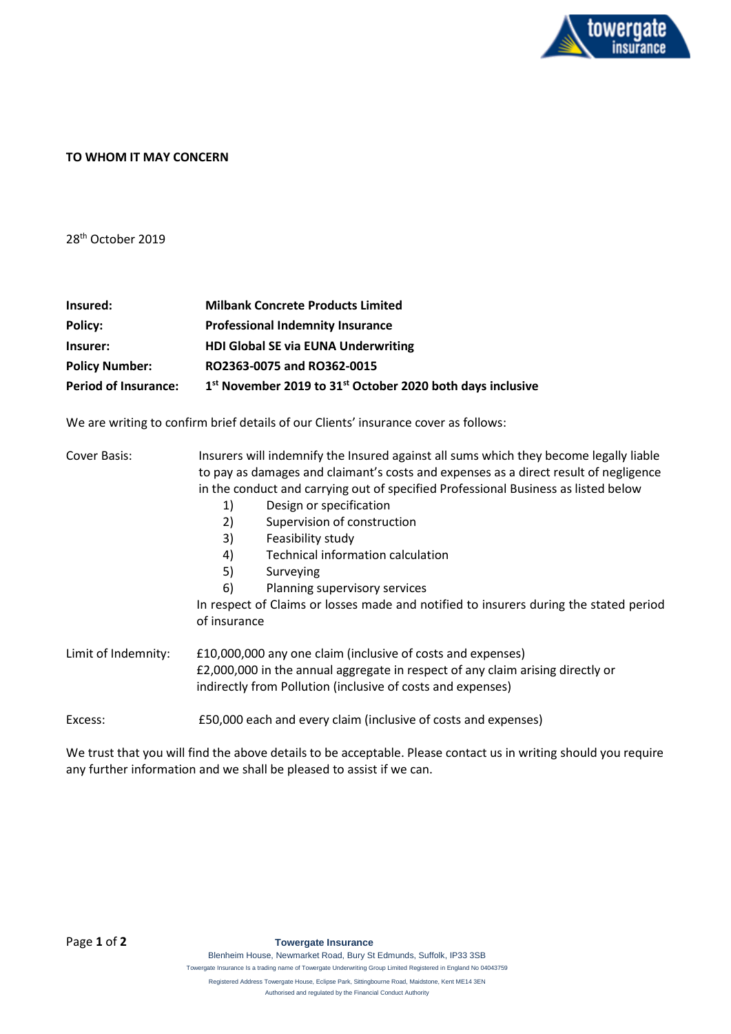**TO WHOM IT MAY CONCERN**

28th October 2019

| | |
|---|---|
| **Insured:** | **Milbank Concrete Products Limited** |
| **Policy:** | **Professional Indemnity Insurance** |
| **Insurer:** | **HDI Global SE via EUNA Underwriting** |
| **Policy Number:** | **RO2363-0075 and RO362-0015** |
| **Period of Insurance:** | **1st November 2019 to 31st October 2020 both days inclusive** |

We are writing to confirm brief details of our Clients' insurance cover as follows:

Cover Basis: Insurers will indemnify the Insured against all sums which they become legally liable to pay as damages and claimant's costs and expenses as a direct result of negligence in the conduct and carrying out of specified Professional Business as listed below

1) Design or specification
2) Supervision of construction
3) Feasibility study
4) Technical information calculation
5) Surveying
6) Planning supervisory services

In respect of Claims or losses made and notified to insurers during the stated period of insurance

Limit of Indemnity: £10,000,000 any one claim (inclusive of costs and expenses)
£2,000,000 in the annual aggregate in respect of any claim arising directly or indirectly from Pollution (inclusive of costs and expenses)

Excess: £50,000 each and every claim (inclusive of costs and expenses)

We trust that you will find the above details to be acceptable. Please contact us in writing should you require any further information and we shall be pleased to assist if we can.

**Towergate Insurance**
Blenheim House, Newmarket Road, Bury St Edmunds, Suffolk, IP33 3SB
Towergate Insurance is a trading name of Towergate Underwriting Group Limited Registered in England No 04043759
Registered Address Towergate House, Eclipse Park, Sittingbourne Road, Maidstone, Kent ME14 3EN
Authorised and regulated by the Financial Conduct Authority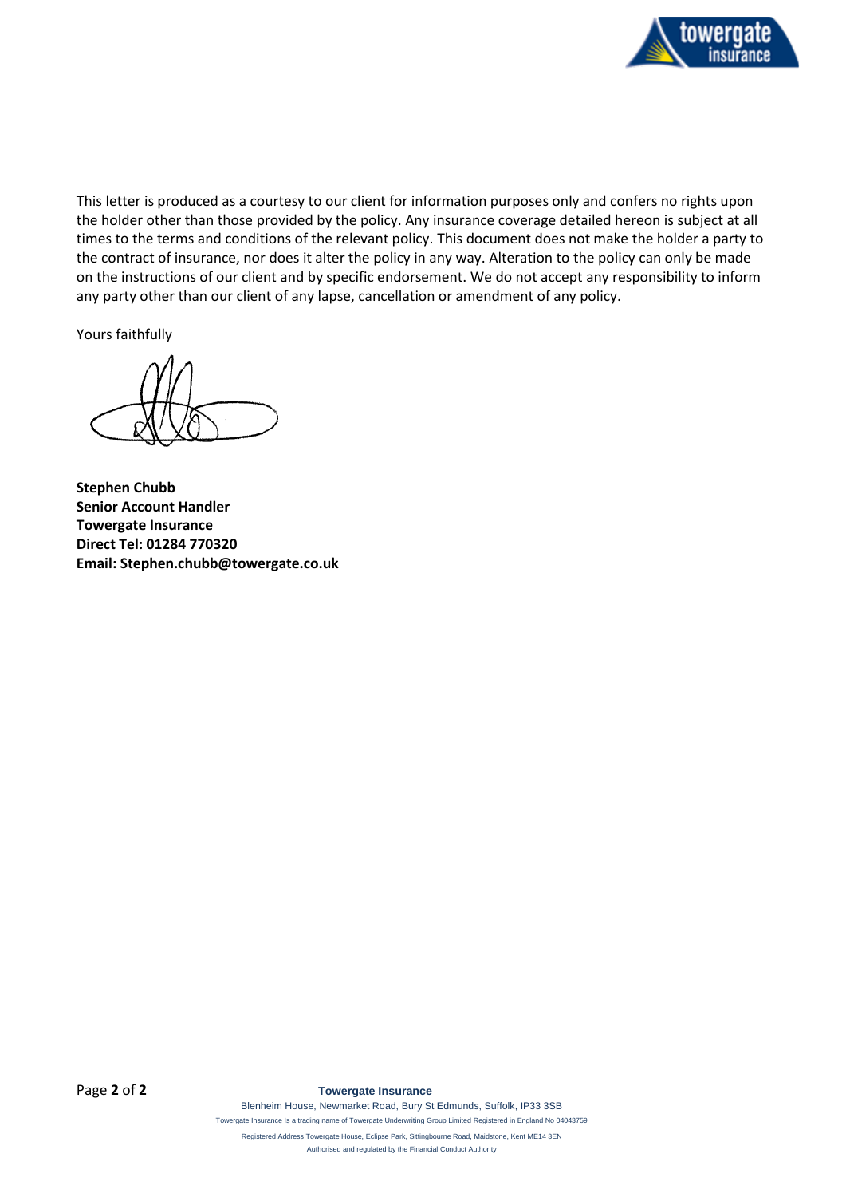This letter is produced as a courtesy to our client for information purposes only and confers no rights upon the holder other than those provided by the policy. Any insurance coverage detailed hereon is subject at all times to the terms and conditions of the relevant policy. This document does not make the holder a party to the contract of insurance, nor does it alter the policy in any way. Alteration to the policy can only be made on the instructions of our client and by specific endorsement. We do not accept any responsibility to inform any party other than our client of any lapse, cancellation or amendment of any policy.

Yours faithfully

**Stephen Chubb**
**Senior Account Handler**
**Towergate Insurance**
**Direct Tel: 01284 770320**
**Email: Stephen.chubb@towergate.co.uk**

**Towergate Insurance**
Blenheim House, Newmarket Road, Bury St Edmunds, Suffolk, IP33 3SB
Towergate Insurance Is a trading name of Towergate Underwriting Group Limited Registered in England No 04043759
Registered Address Towergate House, Eclipse Park, Sittingbourne Road, Maidstone, Kent ME14 3EN
Authorised and regulated by the Financial Conduct Authority